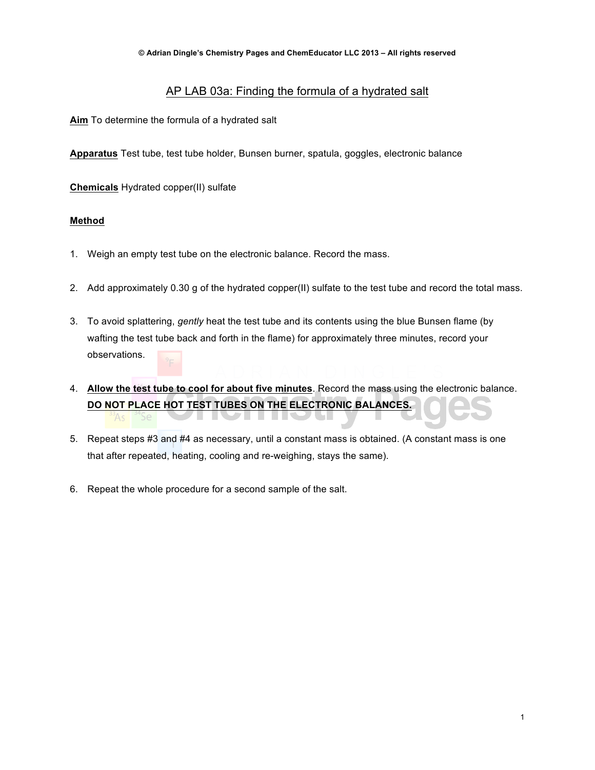# AP LAB 03a: Finding the formula of a hydrated salt

**Aim** To determine the formula of a hydrated salt

**Apparatus** Test tube, test tube holder, Bunsen burner, spatula, goggles, electronic balance

**Chemicals** Hydrated copper(II) sulfate

**Method**

1. Weigh an empty test tube on the electronic balance. Record the mass.

2. Add approximately 0.30 g of the hydrated copper(II) sulfate to the test tube and record the total mass.

3. To avoid splattering, *gently* heat the test tube and its contents using the blue Bunsen flame (by wafting the test tube back and forth in the flame) for approximately three minutes, record your observations.

4. **Allow the test tube to cool for about five minutes**. Record the mass using the electronic balance. **DO NOT PLACE HOT TEST TUBES ON THE ELECTRONIC BALANCES.**

5. Repeat steps #3 and #4 as necessary, until a constant mass is obtained. (A constant mass is one that after repeated, heating, cooling and re-weighing, stays the same).

6. Repeat the whole procedure for a second sample of the salt.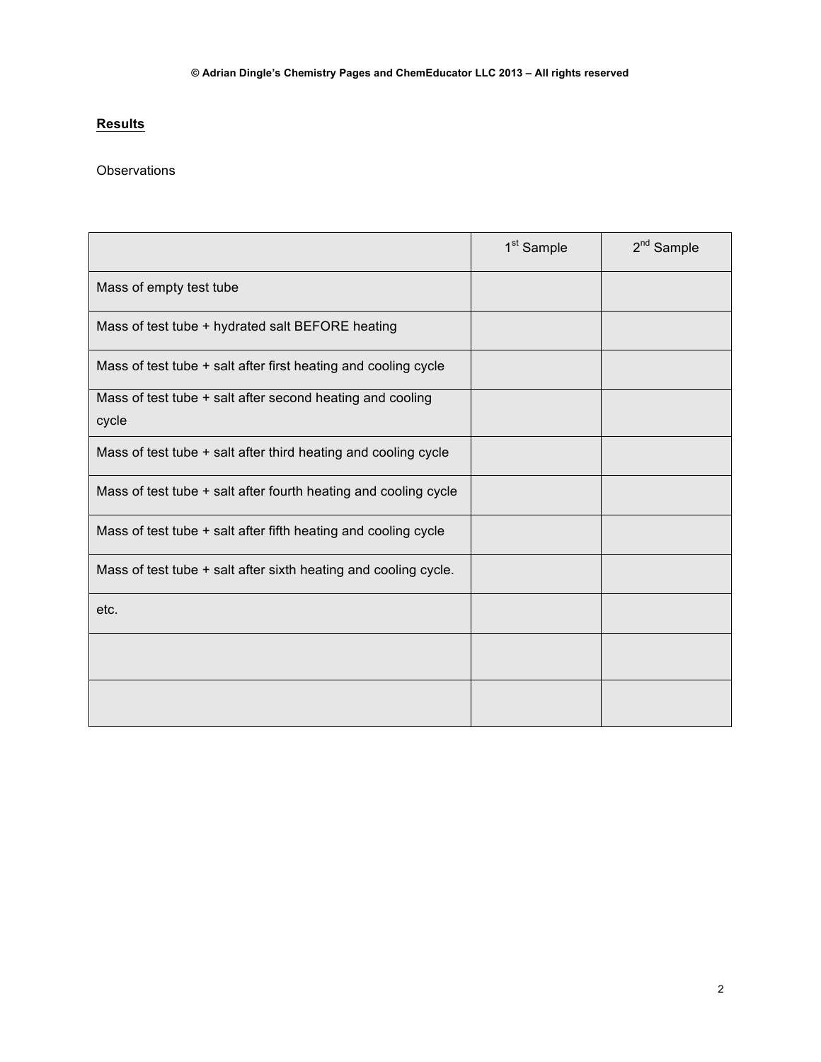## Results

Observations

| | 1st Sample | 2nd Sample |
|---|---|---|
| Mass of empty test tube | | |
| Mass of test tube + hydrated salt BEFORE heating | | |
| Mass of test tube + salt after first heating and cooling cycle | | |
| Mass of test tube + salt after second heating and cooling cycle | | |
| Mass of test tube + salt after third heating and cooling cycle | | |
| Mass of test tube + salt after fourth heating and cooling cycle | | |
| Mass of test tube + salt after fifth heating and cooling cycle | | |
| Mass of test tube + salt after sixth heating and cooling cycle. | | |
| etc. | | |
| | | |
| | | |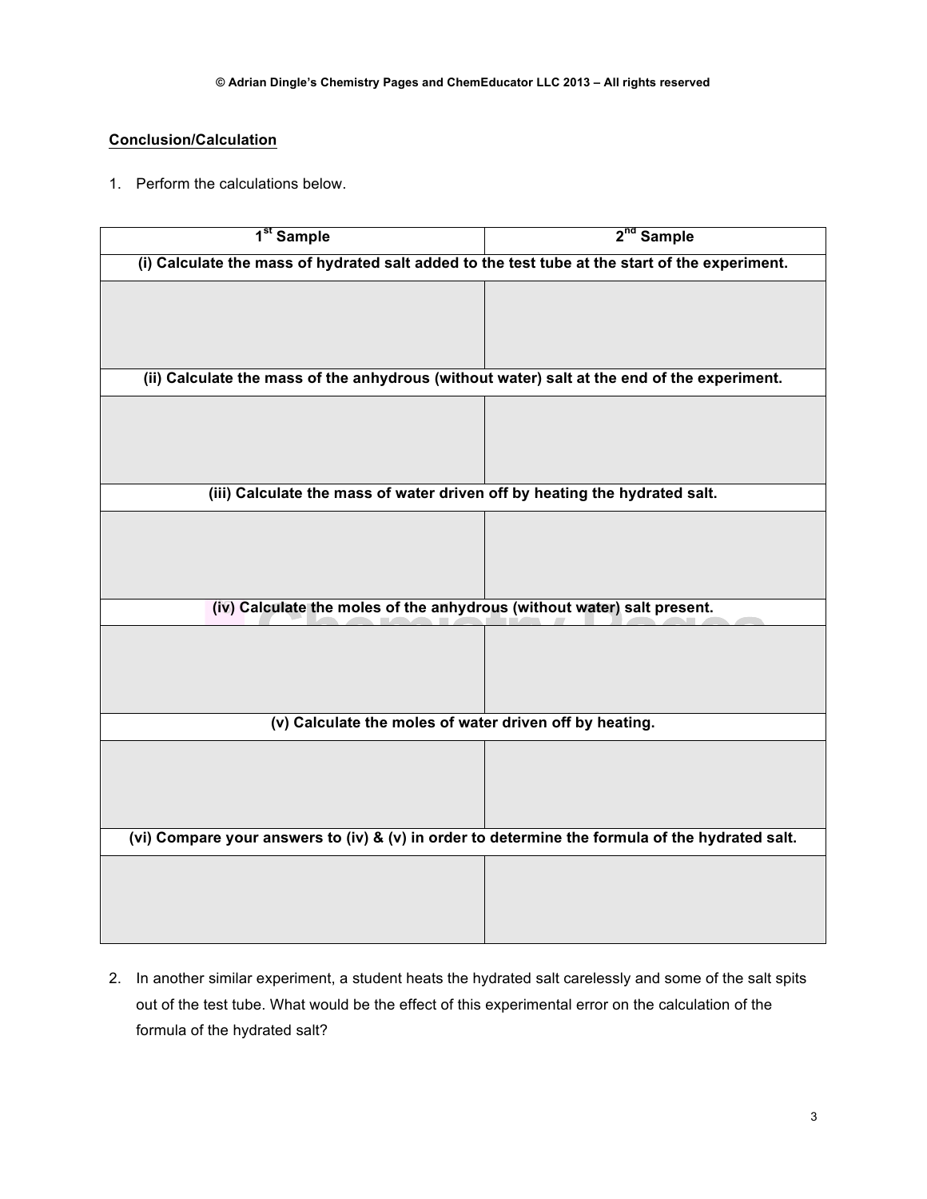## Conclusion/Calculation

1. Perform the calculations below.

| 1st Sample | 2nd Sample |
|---|---|
| **(i) Calculate the mass of hydrated salt added to the test tube at the start of the experiment.** | |
| | |
| **(ii) Calculate the mass of the anhydrous (without water) salt at the end of the experiment.** | |
| | |
| **(iii) Calculate the mass of water driven off by heating the hydrated salt.** | |
| | |
| **(iv) Calculate the moles of the anhydrous (without water) salt present.** | |
| | |
| **(v) Calculate the moles of water driven off by heating.** | |
| | |
| **(vi) Compare your answers to (iv) & (v) in order to determine the formula of the hydrated salt.** | |
| | |

2. In another similar experiment, a student heats the hydrated salt carelessly and some of the salt spits out of the test tube. What would be the effect of this experimental error on the calculation of the formula of the hydrated salt?